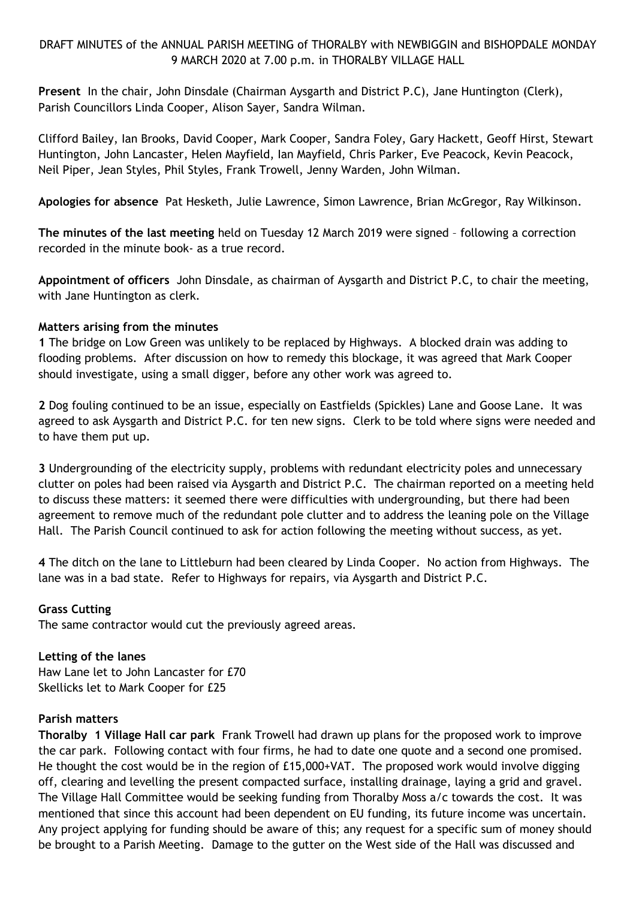DRAFT MINUTES of the ANNUAL PARISH MEETING of THORALBY with NEWBIGGIN and BISHOPDALE MONDAY 9 MARCH 2020 at 7.00 p.m. in THORALBY VILLAGE HALL

**Present** In the chair, John Dinsdale (Chairman Aysgarth and District P.C), Jane Huntington (Clerk), Parish Councillors Linda Cooper, Alison Sayer, Sandra Wilman.

Clifford Bailey, Ian Brooks, David Cooper, Mark Cooper, Sandra Foley, Gary Hackett, Geoff Hirst, Stewart Huntington, John Lancaster, Helen Mayfield, Ian Mayfield, Chris Parker, Eve Peacock, Kevin Peacock, Neil Piper, Jean Styles, Phil Styles, Frank Trowell, Jenny Warden, John Wilman.

**Apologies for absence** Pat Hesketh, Julie Lawrence, Simon Lawrence, Brian McGregor, Ray Wilkinson.

**The minutes of the last meeting** held on Tuesday 12 March 2019 were signed – following a correction recorded in the minute book- as a true record.

**Appointment of officers** John Dinsdale, as chairman of Aysgarth and District P.C, to chair the meeting, with Jane Huntington as clerk.

**Matters arising from the minutes**

**1** The bridge on Low Green was unlikely to be replaced by Highways. A blocked drain was adding to flooding problems. After discussion on how to remedy this blockage, it was agreed that Mark Cooper should investigate, using a small digger, before any other work was agreed to.

**2** Dog fouling continued to be an issue, especially on Eastfields (Spickles) Lane and Goose Lane. It was agreed to ask Aysgarth and District P.C. for ten new signs. Clerk to be told where signs were needed and to have them put up.

**3** Undergrounding of the electricity supply, problems with redundant electricity poles and unnecessary clutter on poles had been raised via Aysgarth and District P.C. The chairman reported on a meeting held to discuss these matters: it seemed there were difficulties with undergrounding, but there had been agreement to remove much of the redundant pole clutter and to address the leaning pole on the Village Hall. The Parish Council continued to ask for action following the meeting without success, as yet.

**4** The ditch on the lane to Littleburn had been cleared by Linda Cooper. No action from Highways. The lane was in a bad state. Refer to Highways for repairs, via Aysgarth and District P.C.

**Grass Cutting**

The same contractor would cut the previously agreed areas.

**Letting of the lanes**

Haw Lane let to John Lancaster for £70
Skellicks let to Mark Cooper for £25

**Parish matters**

**Thoralby 1 Village Hall car park** Frank Trowell had drawn up plans for the proposed work to improve the car park. Following contact with four firms, he had to date one quote and a second one promised. He thought the cost would be in the region of £15,000+VAT. The proposed work would involve digging off, clearing and levelling the present compacted surface, installing drainage, laying a grid and gravel. The Village Hall Committee would be seeking funding from Thoralby Moss a/c towards the cost. It was mentioned that since this account had been dependent on EU funding, its future income was uncertain. Any project applying for funding should be aware of this; any request for a specific sum of money should be brought to a Parish Meeting. Damage to the gutter on the West side of the Hall was discussed and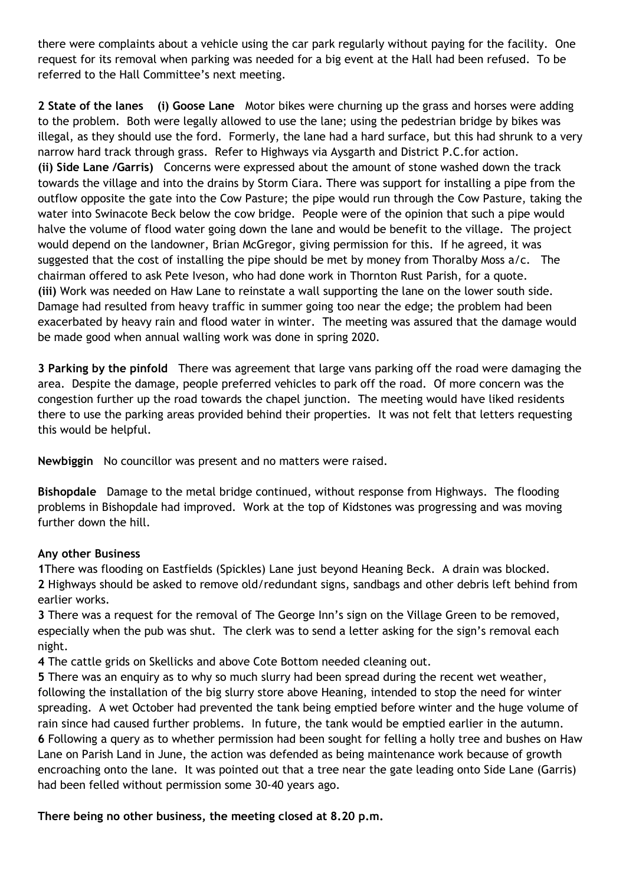there were complaints about a vehicle using the car park regularly without paying for the facility. One request for its removal when parking was needed for a big event at the Hall had been refused. To be referred to the Hall Committee's next meeting.

**2 State of the lanes (i) Goose Lane** Motor bikes were churning up the grass and horses were adding to the problem. Both were legally allowed to use the lane; using the pedestrian bridge by bikes was illegal, as they should use the ford. Formerly, the lane had a hard surface, but this had shrunk to a very narrow hard track through grass. Refer to Highways via Aysgarth and District P.C.for action.
**(ii) Side Lane /Garris)** Concerns were expressed about the amount of stone washed down the track towards the village and into the drains by Storm Ciara. There was support for installing a pipe from the outflow opposite the gate into the Cow Pasture; the pipe would run through the Cow Pasture, taking the water into Swinacote Beck below the cow bridge. People were of the opinion that such a pipe would halve the volume of flood water going down the lane and would be benefit to the village. The project would depend on the landowner, Brian McGregor, giving permission for this. If he agreed, it was suggested that the cost of installing the pipe should be met by money from Thoralby Moss a/c. The chairman offered to ask Pete Iveson, who had done work in Thornton Rust Parish, for a quote.
**(iii)** Work was needed on Haw Lane to reinstate a wall supporting the lane on the lower south side. Damage had resulted from heavy traffic in summer going too near the edge; the problem had been exacerbated by heavy rain and flood water in winter. The meeting was assured that the damage would be made good when annual walling work was done in spring 2020.

**3 Parking by the pinfold** There was agreement that large vans parking off the road were damaging the area. Despite the damage, people preferred vehicles to park off the road. Of more concern was the congestion further up the road towards the chapel junction. The meeting would have liked residents there to use the parking areas provided behind their properties. It was not felt that letters requesting this would be helpful.

**Newbiggin** No councillor was present and no matters were raised.

**Bishopdale** Damage to the metal bridge continued, without response from Highways. The flooding problems in Bishopdale had improved. Work at the top of Kidstones was progressing and was moving further down the hill.

**Any other Business**

**1**There was flooding on Eastfields (Spickles) Lane just beyond Heaning Beck. A drain was blocked.
**2** Highways should be asked to remove old/redundant signs, sandbags and other debris left behind from earlier works.
**3** There was a request for the removal of The George Inn's sign on the Village Green to be removed, especially when the pub was shut. The clerk was to send a letter asking for the sign's removal each night.
**4** The cattle grids on Skellicks and above Cote Bottom needed cleaning out.
**5** There was an enquiry as to why so much slurry had been spread during the recent wet weather, following the installation of the big slurry store above Heaning, intended to stop the need for winter spreading. A wet October had prevented the tank being emptied before winter and the huge volume of rain since had caused further problems. In future, the tank would be emptied earlier in the autumn.
**6** Following a query as to whether permission had been sought for felling a holly tree and bushes on Haw Lane on Parish Land in June, the action was defended as being maintenance work because of growth encroaching onto the lane. It was pointed out that a tree near the gate leading onto Side Lane (Garris) had been felled without permission some 30-40 years ago.

**There being no other business, the meeting closed at 8.20 p.m.**